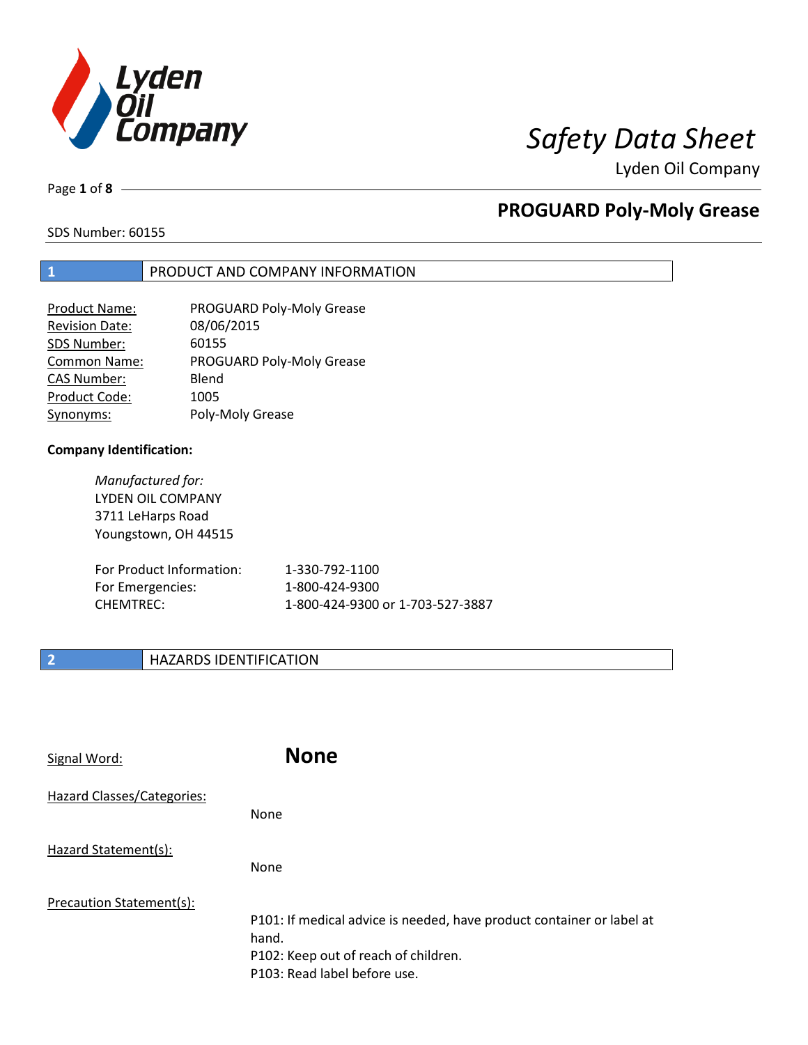# Safety Data Sheet

Lyden Oil Company

## PROGUARD Poly-Moly Grease

SDS Number: 60155

## 1 PRODUCT AND COMPANY INFORMATION

| | |
|---|---|
| Product Name: | PROGUARD Poly-Moly Grease |
| Revision Date: | 08/06/2015 |
| SDS Number: | 60155 |
| Common Name: | PROGUARD Poly-Moly Grease |
| CAS Number: | Blend |
| Product Code: | 1005 |
| Synonyms: | Poly-Moly Grease |

**Company Identification:**

*Manufactured for:*
LYDEN OIL COMPANY
3711 LeHarps Road
Youngstown, OH 44515

| | |
|---|---|
| For Product Information: | 1-330-792-1100 |
| For Emergencies: | 1-800-424-9300 |
| CHEMTREC: | 1-800-424-9300 or 1-703-527-3887 |

## 2 HAZARDS IDENTIFICATION

Signal Word: **None**

Hazard Classes/Categories:

None

Hazard Statement(s):

None

Precaution Statement(s):

P101: If medical advice is needed, have product container or label at hand.
P102: Keep out of reach of children.
P103: Read label before use.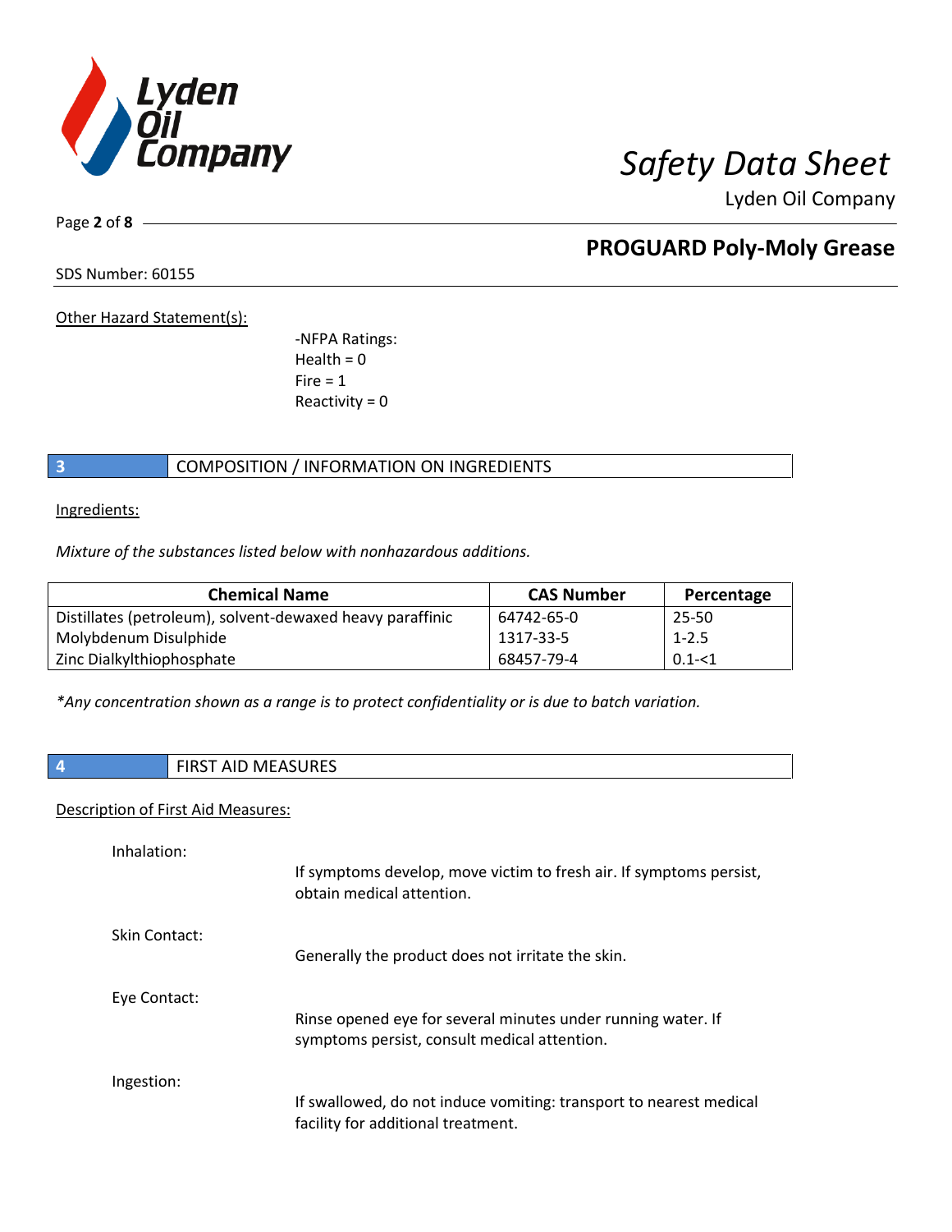Other Hazard Statement(s):

-NFPA Ratings:
Health = 0
Fire = 1
Reactivity = 0

## 3 COMPOSITION / INFORMATION ON INGREDIENTS

Ingredients:

*Mixture of the substances listed below with nonhazardous additions.*

| Chemical Name | CAS Number | Percentage |
|---|---|---|
| Distillates (petroleum), solvent-dewaxed heavy paraffinic | 64742-65-0 | 25-50 |
| Molybdenum Disulphide | 1317-33-5 | 1-2.5 |
| Zinc Dialkylthiophosphate | 68457-79-4 | 0.1-<1 |

*\*Any concentration shown as a range is to protect confidentiality or is due to batch variation.*

## 4 FIRST AID MEASURES

Description of First Aid Measures:

Inhalation:
If symptoms develop, move victim to fresh air. If symptoms persist, obtain medical attention.

Skin Contact:
Generally the product does not irritate the skin.

Eye Contact:
Rinse opened eye for several minutes under running water. If symptoms persist, consult medical attention.

Ingestion:
If swallowed, do not induce vomiting: transport to nearest medical facility for additional treatment.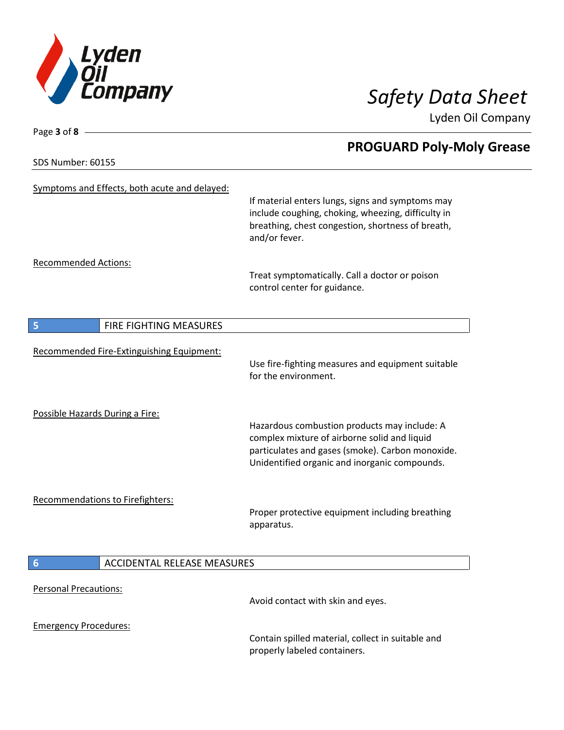Symptoms and Effects, both acute and delayed:

If material enters lungs, signs and symptoms may include coughing, choking, wheezing, difficulty in breathing, chest congestion, shortness of breath, and/or fever.

Recommended Actions:

Treat symptomatically. Call a doctor or poison control center for guidance.

## 5 FIRE FIGHTING MEASURES

Recommended Fire-Extinguishing Equipment:

Use fire-fighting measures and equipment suitable for the environment.

Possible Hazards During a Fire:

Hazardous combustion products may include: A complex mixture of airborne solid and liquid particulates and gases (smoke). Carbon monoxide. Unidentified organic and inorganic compounds.

Recommendations to Firefighters:

Proper protective equipment including breathing apparatus.

## 6 ACCIDENTAL RELEASE MEASURES

Personal Precautions:

Avoid contact with skin and eyes.

Emergency Procedures:

Contain spilled material, collect in suitable and properly labeled containers.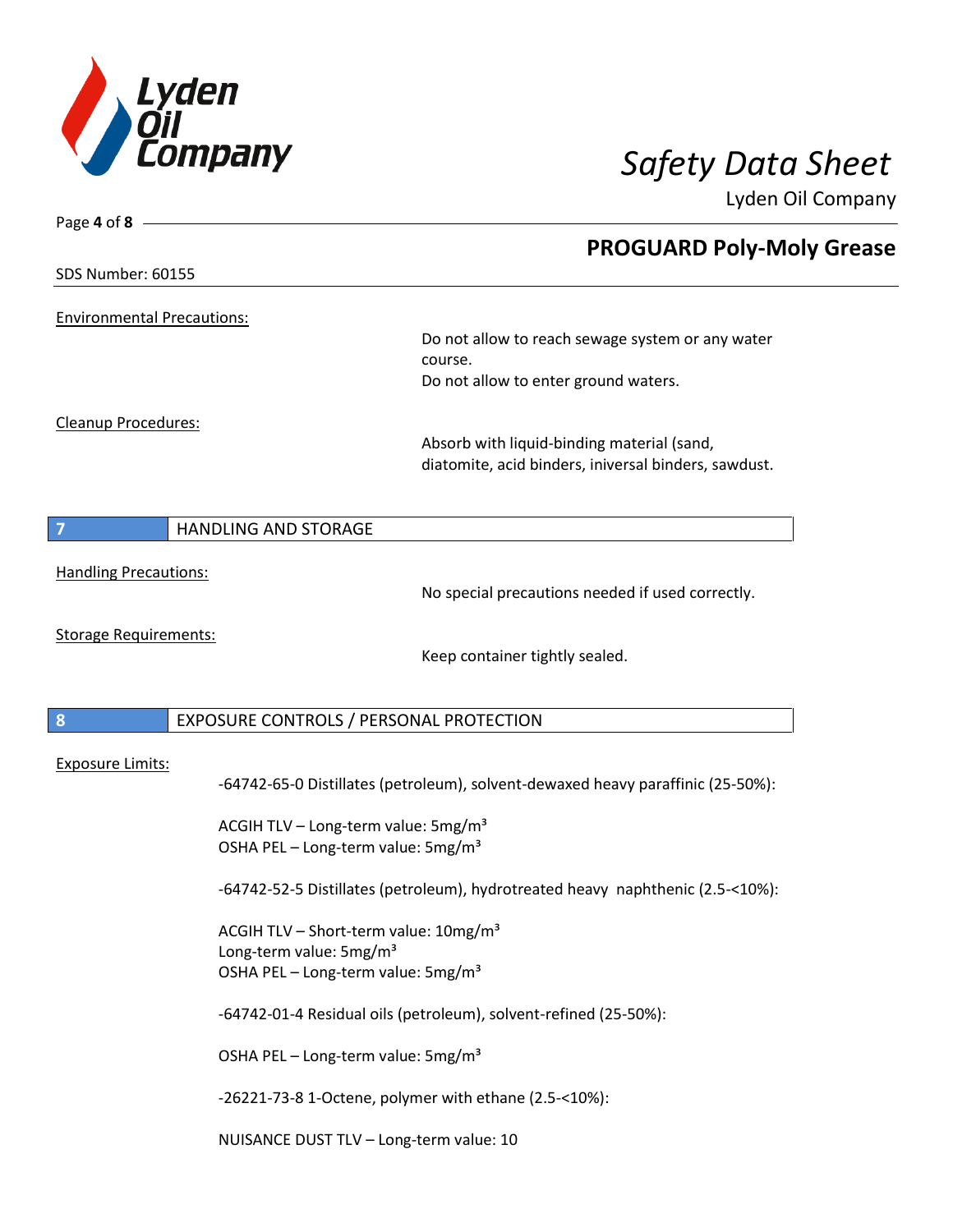**PROGUARD Poly-Moly Grease**

SDS Number: 60155

Environmental Precautions:

Do not allow to reach sewage system or any water course.
Do not allow to enter ground waters.

Cleanup Procedures:

Absorb with liquid-binding material (sand, diatomite, acid binders, inversal binders, sawdust.

## 7 HANDLING AND STORAGE

Handling Precautions:

No special precautions needed if used correctly.

Storage Requirements:

Keep container tightly sealed.

## 8 EXPOSURE CONTROLS / PERSONAL PROTECTION

Exposure Limits:

-64742-65-0 Distillates (petroleum), solvent-dewaxed heavy paraffinic (25-50%):

ACGIH TLV – Long-term value: 5mg/m³
OSHA PEL – Long-term value: 5mg/m³

-64742-52-5 Distillates (petroleum), hydrotreated heavy naphthenic (2.5-<10%):

ACGIH TLV – Short-term value: 10mg/m³
Long-term value: 5mg/m³
OSHA PEL – Long-term value: 5mg/m³

-64742-01-4 Residual oils (petroleum), solvent-refined (25-50%):

OSHA PEL – Long-term value: 5mg/m³

-26221-73-8 1-Octene, polymer with ethane (2.5-<10%):

NUISANCE DUST TLV – Long-term value: 10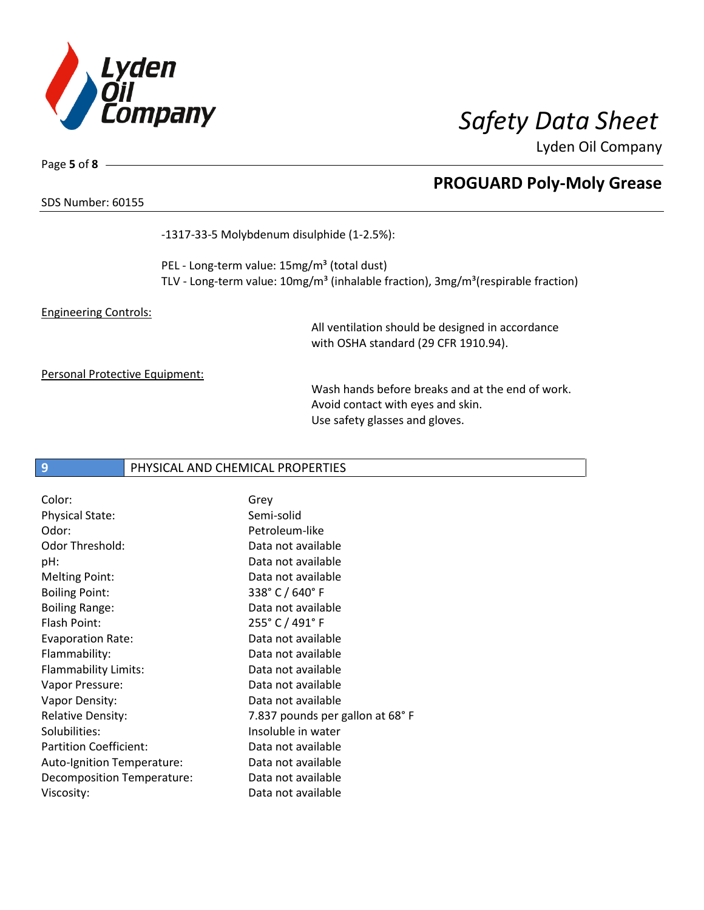-1317-33-5 Molybdenum disulphide (1-2.5%):

PEL - Long-term value: 15mg/m³ (total dust)
TLV - Long-term value: 10mg/m³ (inhalable fraction), 3mg/m³(respirable fraction)

Engineering Controls:

All ventilation should be designed in accordance with OSHA standard (29 CFR 1910.94).

Personal Protective Equipment:

Wash hands before breaks and at the end of work.
Avoid contact with eyes and skin.
Use safety glasses and gloves.

## 9 PHYSICAL AND CHEMICAL PROPERTIES

| | |
|---|---|
| Color: | Grey |
| Physical State: | Semi-solid |
| Odor: | Petroleum-like |
| Odor Threshold: | Data not available |
| pH: | Data not available |
| Melting Point: | Data not available |
| Boiling Point: | 338° C / 640° F |
| Boiling Range: | Data not available |
| Flash Point: | 255° C / 491° F |
| Evaporation Rate: | Data not available |
| Flammability: | Data not available |
| Flammability Limits: | Data not available |
| Vapor Pressure: | Data not available |
| Vapor Density: | Data not available |
| Relative Density: | 7.837 pounds per gallon at 68° F |
| Solubilities: | Insoluble in water |
| Partition Coefficient: | Data not available |
| Auto-Ignition Temperature: | Data not available |
| Decomposition Temperature: | Data not available |
| Viscosity: | Data not available |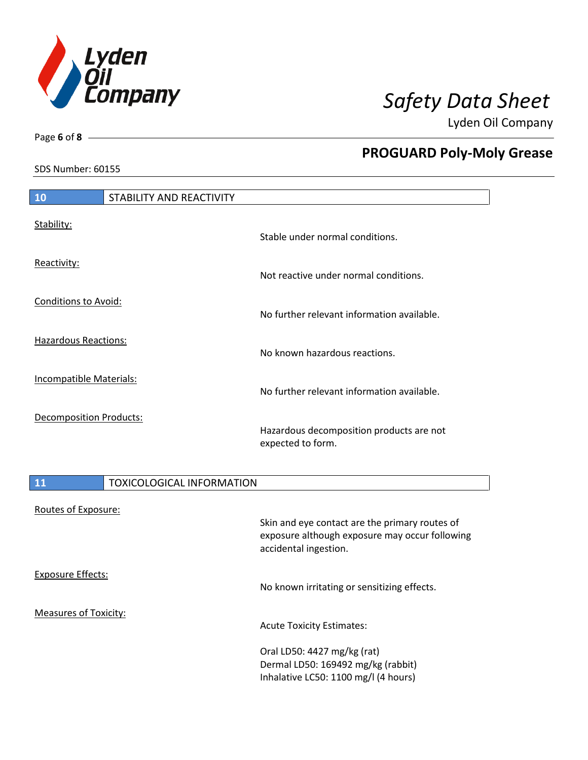## 10 STABILITY AND REACTIVITY

Stability:

Stable under normal conditions.

Reactivity:

Not reactive under normal conditions.

Conditions to Avoid:

No further relevant information available.

Hazardous Reactions:

No known hazardous reactions.

Incompatible Materials:

No further relevant information available.

Decomposition Products:

Hazardous decomposition products are not expected to form.

## 11 TOXICOLOGICAL INFORMATION

Routes of Exposure:

Skin and eye contact are the primary routes of exposure although exposure may occur following accidental ingestion.

Exposure Effects:

No known irritating or sensitizing effects.

Measures of Toxicity:

Acute Toxicity Estimates:

Oral LD50: 4427 mg/kg (rat)
Dermal LD50: 169492 mg/kg (rabbit)
Inhalative LC50: 1100 mg/l (4 hours)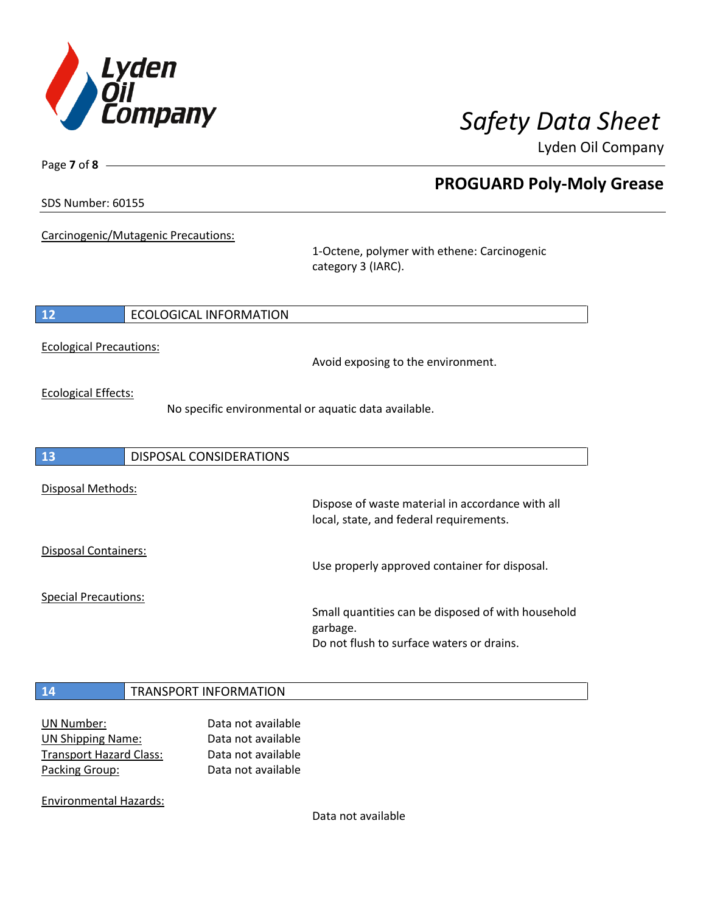Carcinogenic/Mutagenic Precautions:

1-Octene, polymer with ethene: Carcinogenic category 3 (IARC).

## 12 ECOLOGICAL INFORMATION

Ecological Precautions:

Avoid exposing to the environment.

Ecological Effects:

No specific environmental or aquatic data available.

## 13 DISPOSAL CONSIDERATIONS

Disposal Methods:

Dispose of waste material in accordance with all local, state, and federal requirements.

Disposal Containers:

Use properly approved container for disposal.

Special Precautions:

Small quantities can be disposed of with household garbage.
Do not flush to surface waters or drains.

## 14 TRANSPORT INFORMATION

| | |
|---|---|
| UN Number: | Data not available |
| UN Shipping Name: | Data not available |
| Transport Hazard Class: | Data not available |
| Packing Group: | Data not available |

Environmental Hazards:

Data not available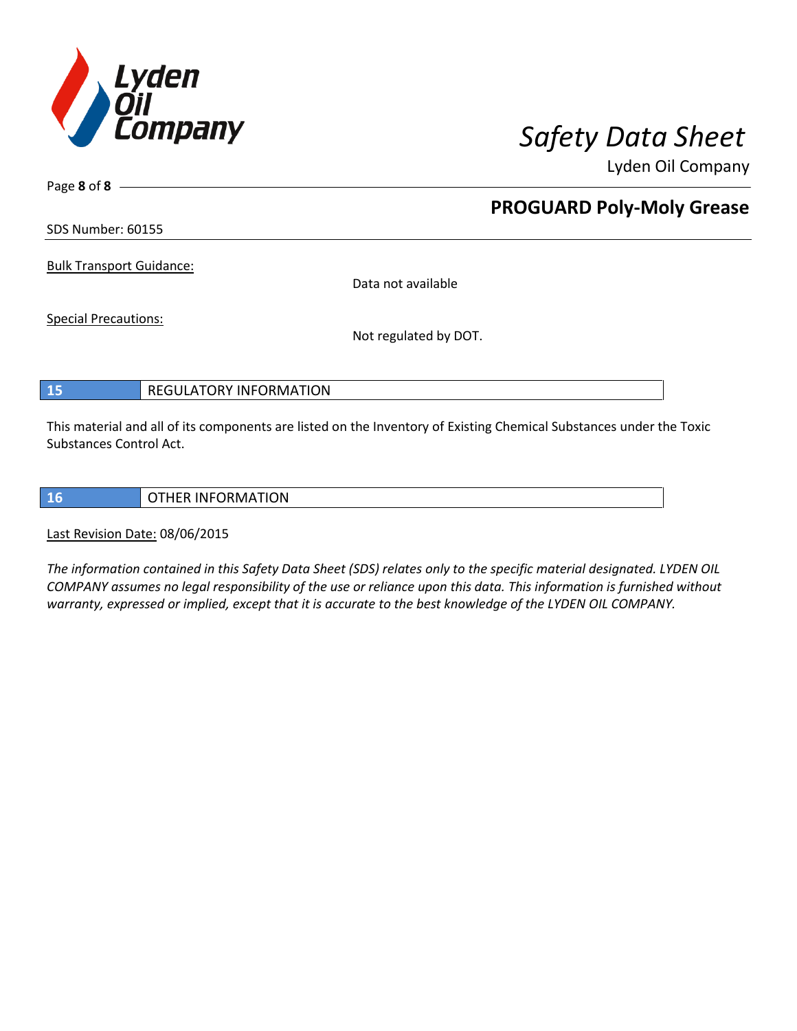Bulk Transport Guidance:

Data not available

Special Precautions:

Not regulated by DOT.

## 15 REGULATORY INFORMATION

This material and all of its components are listed on the Inventory of Existing Chemical Substances under the Toxic Substances Control Act.

## 16 OTHER INFORMATION

Last Revision Date: 08/06/2015

*The information contained in this Safety Data Sheet (SDS) relates only to the specific material designated. LYDEN OIL COMPANY assumes no legal responsibility of the use or reliance upon this data. This information is furnished without warranty, expressed or implied, except that it is accurate to the best knowledge of the LYDEN OIL COMPANY.*